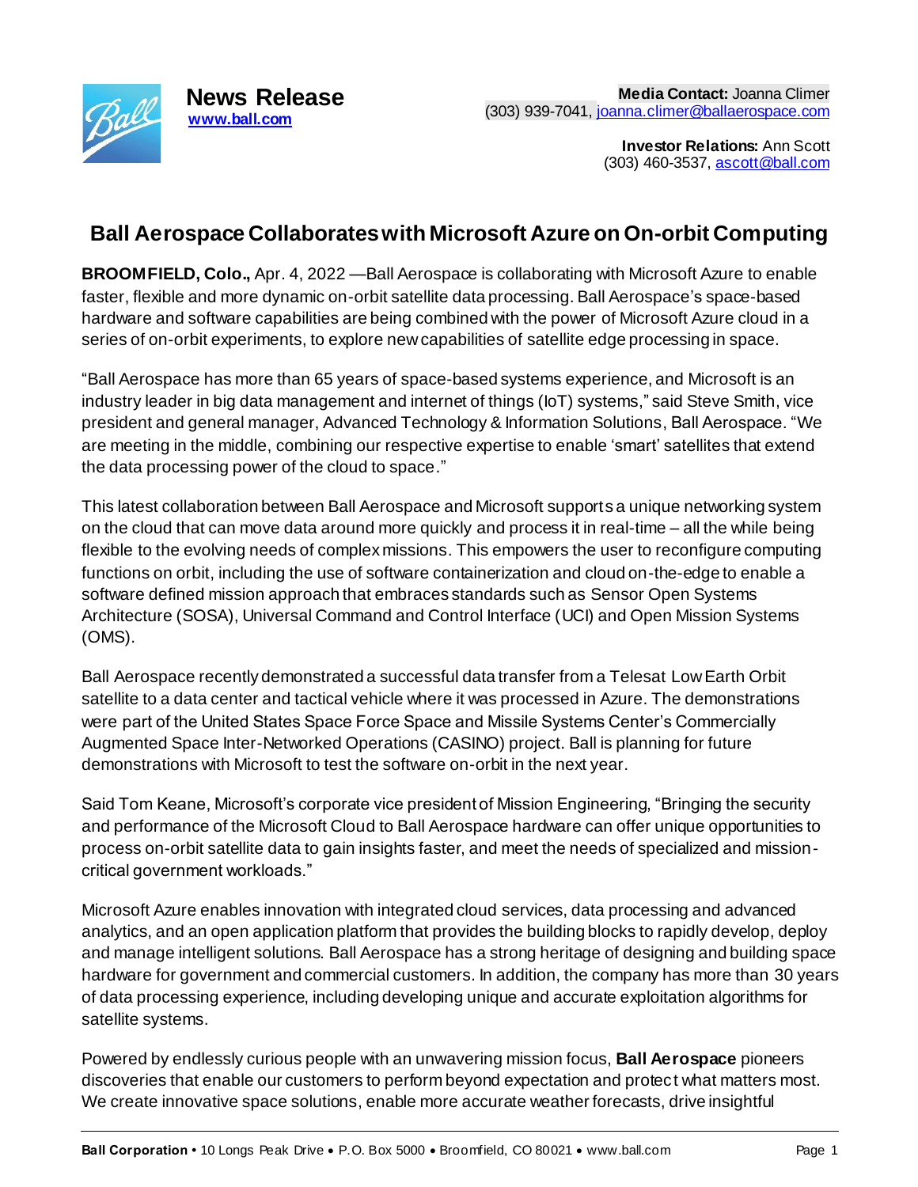**News Release**
[www.ball.com](http://www.ball.com)

**Media Contact:** Joanna Climer
(303) 939-7041, [joanna.climer@ballaerospace.com](mailto:joanna.climer@ballaerospace.com)

**Investor Relations:** Ann Scott
(303) 460-3537, [ascott@ball.com](mailto:ascott@ball.com)

# Ball Aerospace Collaborates with Microsoft Azure on On-orbit Computing

**BROOMFIELD, Colo.,** Apr. 4, 2022 —Ball Aerospace is collaborating with Microsoft Azure to enable faster, flexible and more dynamic on-orbit satellite data processing. Ball Aerospace's space-based hardware and software capabilities are being combined with the power of Microsoft Azure cloud in a series of on-orbit experiments, to explore new capabilities of satellite edge processing in space.

"Ball Aerospace has more than 65 years of space-based systems experience, and Microsoft is an industry leader in big data management and internet of things (IoT) systems," said Steve Smith, vice president and general manager, Advanced Technology & Information Solutions, Ball Aerospace. "We are meeting in the middle, combining our respective expertise to enable 'smart' satellites that extend the data processing power of the cloud to space."

This latest collaboration between Ball Aerospace and Microsoft supports a unique networking system on the cloud that can move data around more quickly and process it in real-time – all the while being flexible to the evolving needs of complex missions. This empowers the user to reconfigure computing functions on orbit, including the use of software containerization and cloud on-the-edge to enable a software defined mission approach that embraces standards such as Sensor Open Systems Architecture (SOSA), Universal Command and Control Interface (UCI) and Open Mission Systems (OMS).

Ball Aerospace recently demonstrated a successful data transfer from a Telesat Low Earth Orbit satellite to a data center and tactical vehicle where it was processed in Azure. The demonstrations were part of the United States Space Force Space and Missile Systems Center's Commercially Augmented Space Inter-Networked Operations (CASINO) project. Ball is planning for future demonstrations with Microsoft to test the software on-orbit in the next year.

Said Tom Keane, Microsoft's corporate vice president of Mission Engineering, "Bringing the security and performance of the Microsoft Cloud to Ball Aerospace hardware can offer unique opportunities to process on-orbit satellite data to gain insights faster, and meet the needs of specialized and mission-critical government workloads."

Microsoft Azure enables innovation with integrated cloud services, data processing and advanced analytics, and an open application platform that provides the building blocks to rapidly develop, deploy and manage intelligent solutions. Ball Aerospace has a strong heritage of designing and building space hardware for government and commercial customers. In addition, the company has more than 30 years of data processing experience, including developing unique and accurate exploitation algorithms for satellite systems.

Powered by endlessly curious people with an unwavering mission focus, **Ball Aerospace** pioneers discoveries that enable our customers to perform beyond expectation and protect what matters most. We create innovative space solutions, enable more accurate weather forecasts, drive insightful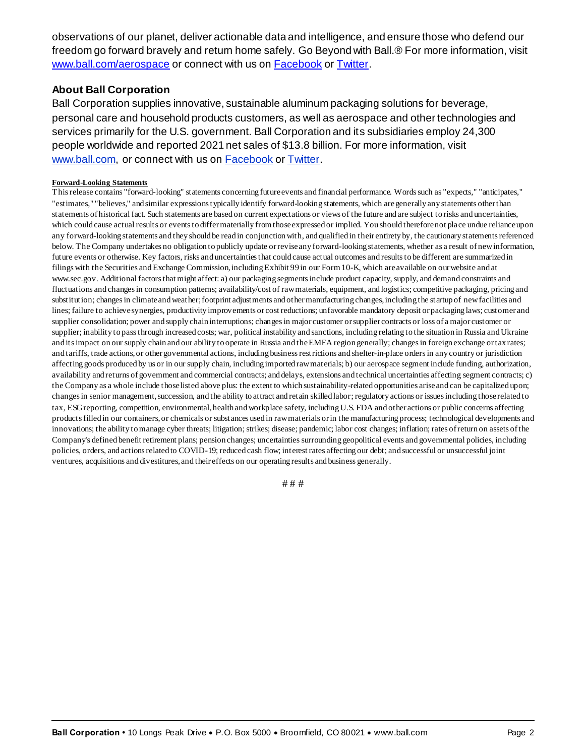observations of our planet, deliver actionable data and intelligence, and ensure those who defend our freedom go forward bravely and return home safely. Go Beyond with Ball.® For more information, visit [www.ball.com/aerospace](www.ball.com/aerospace) or connect with us on [Facebook]() or [Twitter]().

## About Ball Corporation

Ball Corporation supplies innovative, sustainable aluminum packaging solutions for beverage, personal care and household products customers, as well as aerospace and other technologies and services primarily for the U.S. government. Ball Corporation and its subsidiaries employ 24,300 people worldwide and reported 2021 net sales of $13.8 billion. For more information, visit [www.ball.com](www.ball.com), or connect with us on [Facebook]() or [Twitter]().

**Forward-Looking Statements**

This release contains "forward-looking" statements concerning future events and financial performance. Words such as "expects," "anticipates," "estimates," "believes," and similar expressions typically identify forward-looking statements, which are generally any statements other than statements of historical fact. Such statements are based on current expectations or views of the future and are subject to risks and uncertainties, which could cause actual results or events to differ materially from those expressed or implied. You should therefore not place undue reliance upon any forward-looking statements and they should be read in conjunction with, and qualified in their entirety by, the cautionary statements referenced below. The Company undertakes no obligation to publicly update or revise any forward-looking statements, whether as a result of new information, future events or otherwise. Key factors, risks and uncertainties that could cause actual outcomes and results to be different are summarized in filings with the Securities and Exchange Commission, including Exhibit 99 in our Form 10-K, which are available on our website and at www.sec.gov. Additional factors that might affect: a) our packaging segments include product capacity, supply, and demand constraints and fluctuations and changes in consumption patterns; availability/cost of raw materials, equipment, and logistics; competitive packaging, pricing and substitution; changes in climate and weather; footprint adjustments and other manufacturing changes, including the startup of new facilities and lines; failure to achieve synergies, productivity improvements or cost reductions; unfavorable mandatory deposit or packaging laws; customer and supplier consolidation; power and supply chain interruptions; changes in major customer or supplier contracts or loss of a major customer or supplier; inability to pass through increased costs; war, political instability and sanctions, including relating to the situation in Russia and Ukraine and its impact on our supply chain and our ability to operate in Russia and the EMEA region generally; changes in foreign exchange or tax rates; and tariffs, trade actions, or other governmental actions, including business restrictions and shelter-in-place orders in any country or jurisdiction affecting goods produced by us or in our supply chain, including imported raw materials; b) our aerospace segment include funding, authorization, availability and returns of government and commercial contracts; and delays, extensions and technical uncertainties affecting segment contracts; c) the Company as a whole include those listed above plus: the extent to which sustainability-related opportunities arise and can be capitalized upon; changes in senior management, succession, and the ability to attract and retain skilled labor; regulatory actions or issues including those related to tax, ESG reporting, competition, environmental, health and workplace safety, including U.S. FDA and other actions or public concerns affecting products filled in our containers, or chemicals or substances used in raw materials or in the manufacturing process; technological developments and innovations; the ability to manage cyber threats; litigation; strikes; disease; pandemic; labor cost changes; inflation; rates of return on assets of the Company's defined benefit retirement plans; pension changes; uncertainties surrounding geopolitical events and governmental policies, including policies, orders, and actions related to COVID-19; reduced cash flow; interest rates affecting our debt; and successful or unsuccessful joint ventures, acquisitions and divestitures, and their effects on our operating results and business generally.

# # #